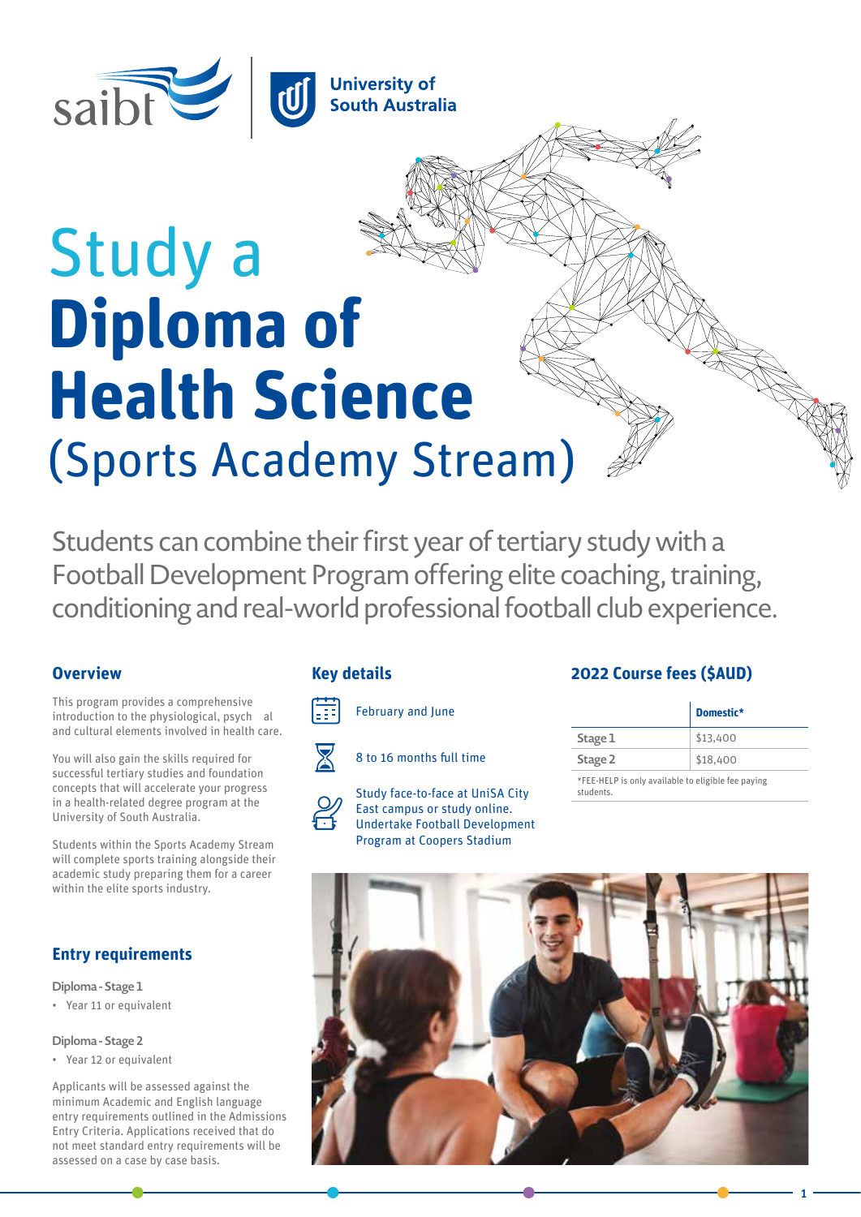saibt | University of South Australia

# Study a **Diploma of Health Science** (Sports Academy Stream)

Students can combine their first year of tertiary study with a Football Development Program offering elite coaching, training, conditioning and real-world professional football club experience.

## Overview

This program provides a comprehensive introduction to the physiological, psych al and cultural elements involved in health care.

You will also gain the skills required for successful tertiary studies and foundation concepts that will accelerate your progress in a health-related degree program at the University of South Australia.

Students within the Sports Academy Stream will complete sports training alongside their academic study preparing them for a career within the elite sports industry.

## Entry requirements

**Diploma - Stage 1**

- Year 11 or equivalent

**Diploma - Stage 2**

- Year 12 or equivalent

Applicants will be assessed against the minimum Academic and English language entry requirements outlined in the Admissions Entry Criteria. Applications received that do not meet standard entry requirements will be assessed on a case by case basis.

## Key details

February and June

8 to 16 months full time

Study face-to-face at UniSA City East campus or study online. Undertake Football Development Program at Coopers Stadium

## 2022 Course fees ($AUD)

| | Domestic* |
|---|---|
| Stage 1 | $13,400 |
| Stage 2 | $18,400 |

*FEE-HELP is only available to eligible fee paying students.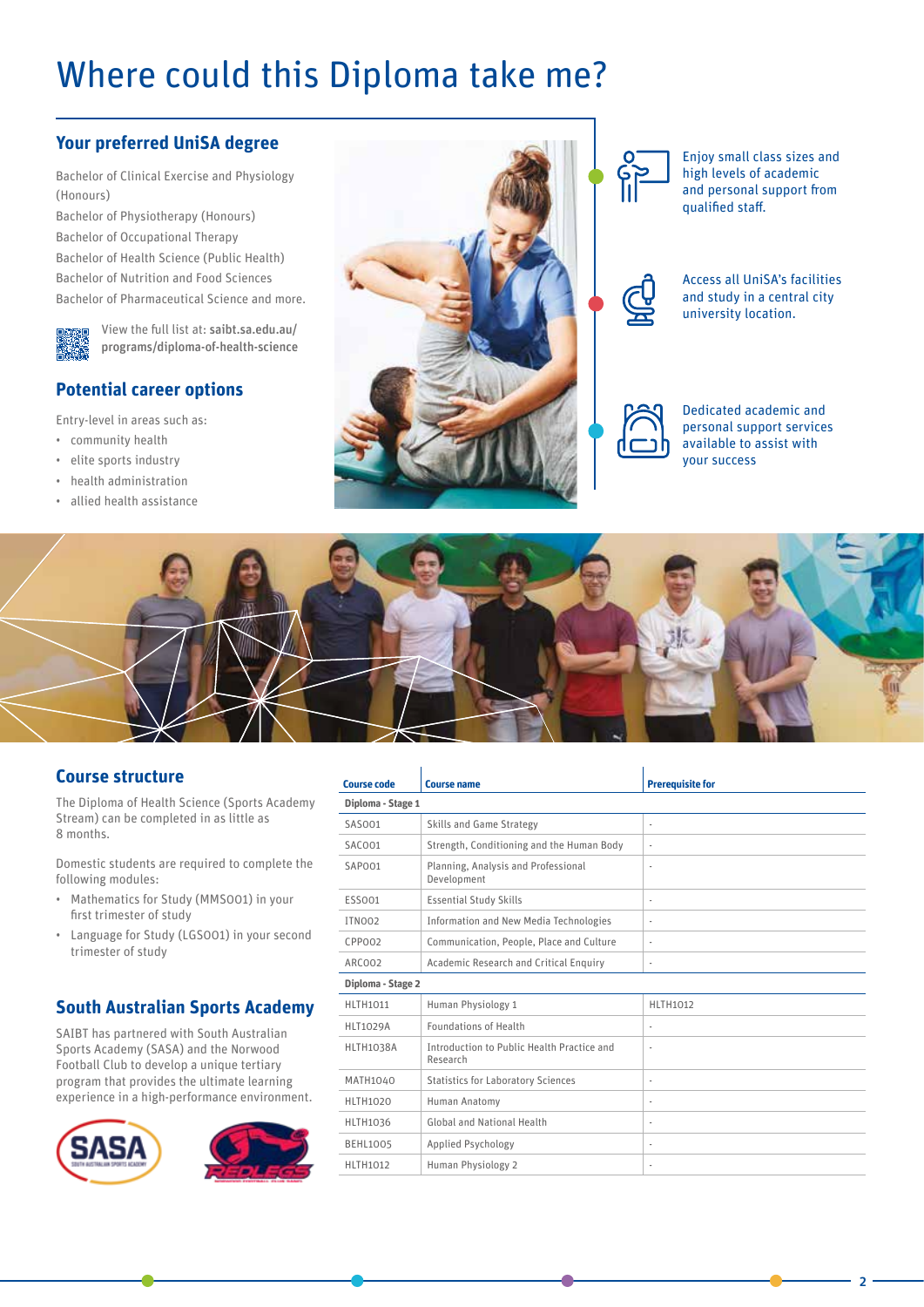# Where could this Diploma take me?

## Your preferred UniSA degree

Bachelor of Clinical Exercise and Physiology (Honours)
Bachelor of Physiotherapy (Honours)
Bachelor of Occupational Therapy
Bachelor of Health Science (Public Health)
Bachelor of Nutrition and Food Sciences
Bachelor of Pharmaceutical Science and more.

View the full list at: **saibt.sa.edu.au/programs/diploma-of-health-science**

## Potential career options

Entry-level in areas such as:

- community health
- elite sports industry
- health administration
- allied health assistance

Enjoy small class sizes and high levels of academic and personal support from qualified staff.

Access all UniSA's facilities and study in a central city university location.

Dedicated academic and personal support services available to assist with your success

## Course structure

The Diploma of Health Science (Sports Academy Stream) can be completed in as little as 8 months.

Domestic students are required to complete the following modules:

- Mathematics for Study (MMS001) in your first trimester of study
- Language for Study (LGS001) in your second trimester of study

| Course code | Course name | Prerequisite for |
|---|---|---|
| **Diploma - Stage 1** | | |
| SAS001 | Skills and Game Strategy | - |
| SAC001 | Strength, Conditioning and the Human Body | - |
| SAP001 | Planning, Analysis and Professional Development | - |
| ESS001 | Essential Study Skills | - |
| ITN002 | Information and New Media Technologies | - |
| CPP002 | Communication, People, Place and Culture | - |
| ARC002 | Academic Research and Critical Enquiry | - |
| **Diploma - Stage 2** | | |
| HLTH1011 | Human Physiology 1 | HLTH1012 |
| HLT1029A | Foundations of Health | - |
| HLTH1038A | Introduction to Public Health Practice and Research | - |
| MATH1040 | Statistics for Laboratory Sciences | - |
| HLTH1020 | Human Anatomy | - |
| HLTH1036 | Global and National Health | - |
| BEHL1005 | Applied Psychology | - |
| HLTH1012 | Human Physiology 2 | - |

## South Australian Sports Academy

SAIBT has partnered with South Australian Sports Academy (SASA) and the Norwood Football Club to develop a unique tertiary program that provides the ultimate learning experience in a high-performance environment.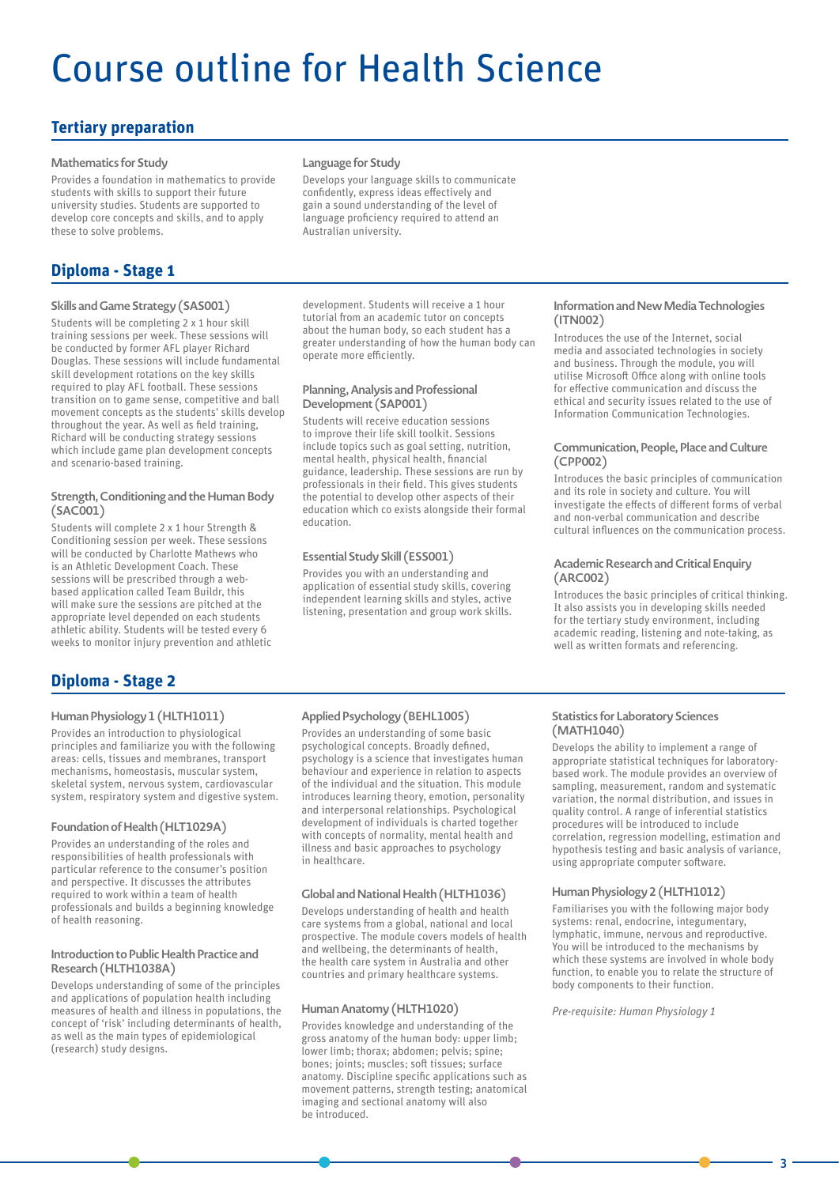# Course outline for Health Science

## Tertiary preparation

### Mathematics for Study

Provides a foundation in mathematics to provide students with skills to support their future university studies. Students are supported to develop core concepts and skills, and to apply these to solve problems.

### Language for Study

Develops your language skills to communicate confidently, express ideas effectively and gain a sound understanding of the level of language proficiency required to attend an Australian university.

## Diploma - Stage 1

### Skills and Game Strategy (SAS001)

Students will be completing 2 x 1 hour skill training sessions per week. These sessions will be conducted by former AFL player Richard Douglas. These sessions will include fundamental skill development rotations on the key skills required to play AFL football. These sessions transition on to game sense, competitive and ball movement concepts as the students' skills develop throughout the year. As well as field training, Richard will be conducting strategy sessions which include game plan development concepts and scenario-based training.

### Strength, Conditioning and the Human Body (SAC001)

Students will complete 2 x 1 hour Strength & Conditioning session per week. These sessions will be conducted by Charlotte Mathews who is an Athletic Development Coach. These sessions will be prescribed through a web-based application called Team Buildr, this will make sure the sessions are pitched at the appropriate level depended on each students athletic ability. Students will be tested every 6 weeks to monitor injury prevention and athletic development. Students will receive a 1 hour tutorial from an academic tutor on concepts about the human body, so each student has a greater understanding of how the human body can operate more efficiently.

### Planning, Analysis and Professional Development (SAP001)

Students will receive education sessions to improve their life skill toolkit. Sessions include topics such as goal setting, nutrition, mental health, physical health, financial guidance, leadership. These sessions are run by professionals in their field. This gives students the potential to develop other aspects of their education which co exists alongside their formal education.

### Essential Study Skill (ESS001)

Provides you with an understanding and application of essential study skills, covering independent learning skills and styles, active listening, presentation and group work skills.

### Information and New Media Technologies (ITN002)

Introduces the use of the Internet, social media and associated technologies in society and business. Through the module, you will utilise Microsoft Office along with online tools for effective communication and discuss the ethical and security issues related to the use of Information Communication Technologies.

### Communication, People, Place and Culture (CPP002)

Introduces the basic principles of communication and its role in society and culture. You will investigate the effects of different forms of verbal and non-verbal communication and describe cultural influences on the communication process.

### Academic Research and Critical Enquiry (ARC002)

Introduces the basic principles of critical thinking. It also assists you in developing skills needed for the tertiary study environment, including academic reading, listening and note-taking, as well as written formats and referencing.

## Diploma - Stage 2

### Human Physiology 1 (HLTH1011)

Provides an introduction to physiological principles and familiarize you with the following areas: cells, tissues and membranes, transport mechanisms, homeostasis, muscular system, skeletal system, nervous system, cardiovascular system, respiratory system and digestive system.

### Foundation of Health (HLT1029A)

Provides an understanding of the roles and responsibilities of health professionals with particular reference to the consumer's position and perspective. It discusses the attributes required to work within a team of health professionals and builds a beginning knowledge of health reasoning.

### Introduction to Public Health Practice and Research (HLTH1038A)

Develops understanding of some of the principles and applications of population health including measures of health and illness in populations, the concept of 'risk' including determinants of health, as well as the main types of epidemiological (research) study designs.

### Applied Psychology (BEHL1005)

Provides an understanding of some basic psychological concepts. Broadly defined, psychology is a science that investigates human behaviour and experience in relation to aspects of the individual and the situation. This module introduces learning theory, emotion, personality and interpersonal relationships. Psychological development of individuals is charted together with concepts of normality, mental health and illness and basic approaches to psychology in healthcare.

### Global and National Health (HLTH1036)

Develops understanding of health and health care systems from a global, national and local prospective. The module covers models of health and wellbeing, the determinants of health, the health care system in Australia and other countries and primary healthcare systems.

### Human Anatomy (HLTH1020)

Provides knowledge and understanding of the gross anatomy of the human body: upper limb; lower limb; thorax; abdomen; pelvis; spine; bones; joints; muscles; soft tissues; surface anatomy. Discipline specific applications such as movement patterns, strength testing; anatomical imaging and sectional anatomy will also be introduced.

### Statistics for Laboratory Sciences (MATH1040)

Develops the ability to implement a range of appropriate statistical techniques for laboratory-based work. The module provides an overview of sampling, measurement, random and systematic variation, the normal distribution, and issues in quality control. A range of inferential statistics procedures will be introduced to include correlation, regression modelling, estimation and hypothesis testing and basic analysis of variance, using appropriate computer software.

### Human Physiology 2 (HLTH1012)

Familiarises you with the following major body systems: renal, endocrine, integumentary, lymphatic, immune, nervous and reproductive. You will be introduced to the mechanisms by which these systems are involved in whole body function, to enable you to relate the structure of body components to their function.

*Pre-requisite: Human Physiology 1*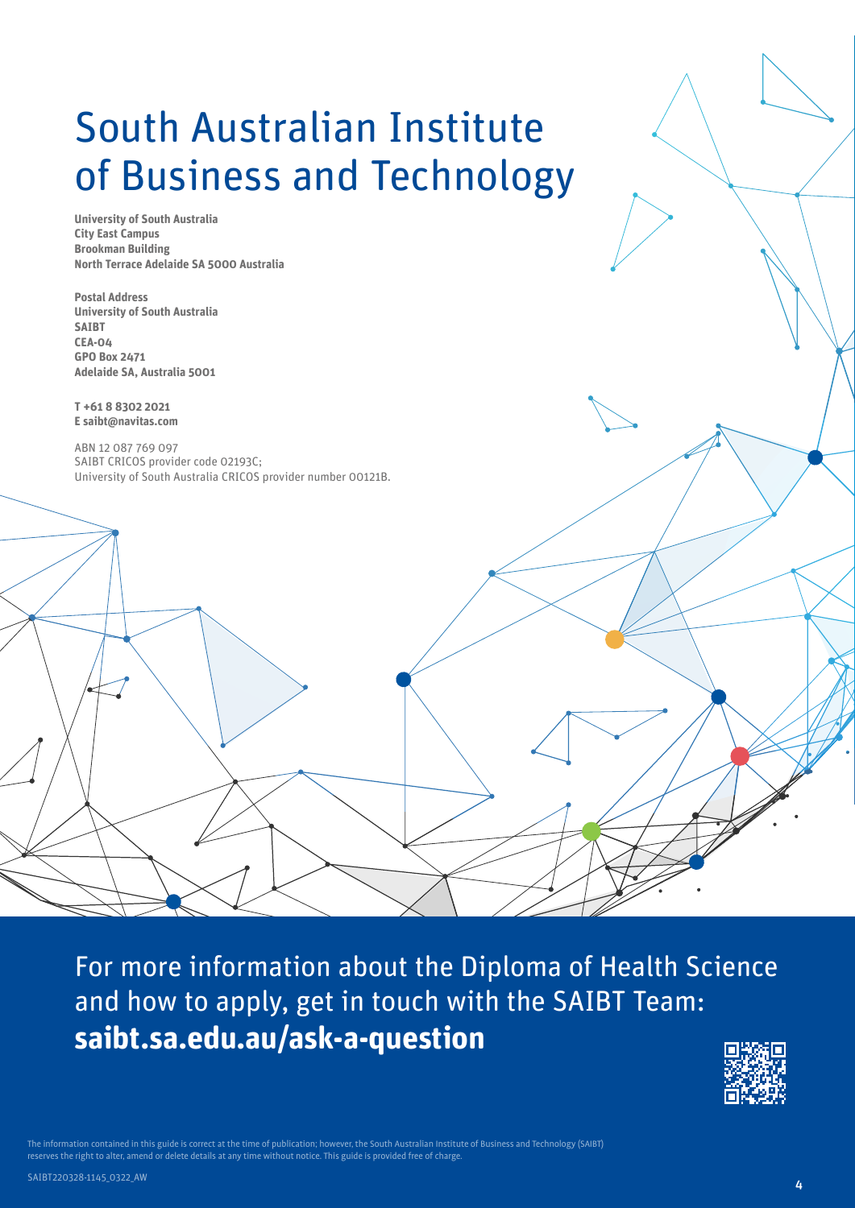# South Australian Institute of Business and Technology

**University of South Australia**
**City East Campus**
**Brookman Building**
**North Terrace Adelaide SA 5000 Australia**

**Postal Address**
**University of South Australia**
**SAIBT**
**CEA-04**
**GPO Box 2471**
**Adelaide SA, Australia 5001**

**T +61 8 8302 2021**
**E saibt@navitas.com**

ABN 12 087 769 097
SAIBT CRICOS provider code 02193C;
University of South Australia CRICOS provider number 00121B.

For more information about the Diploma of Health Science and how to apply, get in touch with the SAIBT Team:
**saibt.sa.edu.au/ask-a-question**

The information contained in this guide is correct at the time of publication; however, the South Australian Institute of Business and Technology (SAIBT) reserves the right to alter, amend or delete details at any time without notice. This guide is provided free of charge.

SAIBT220328-1145_0322_AW